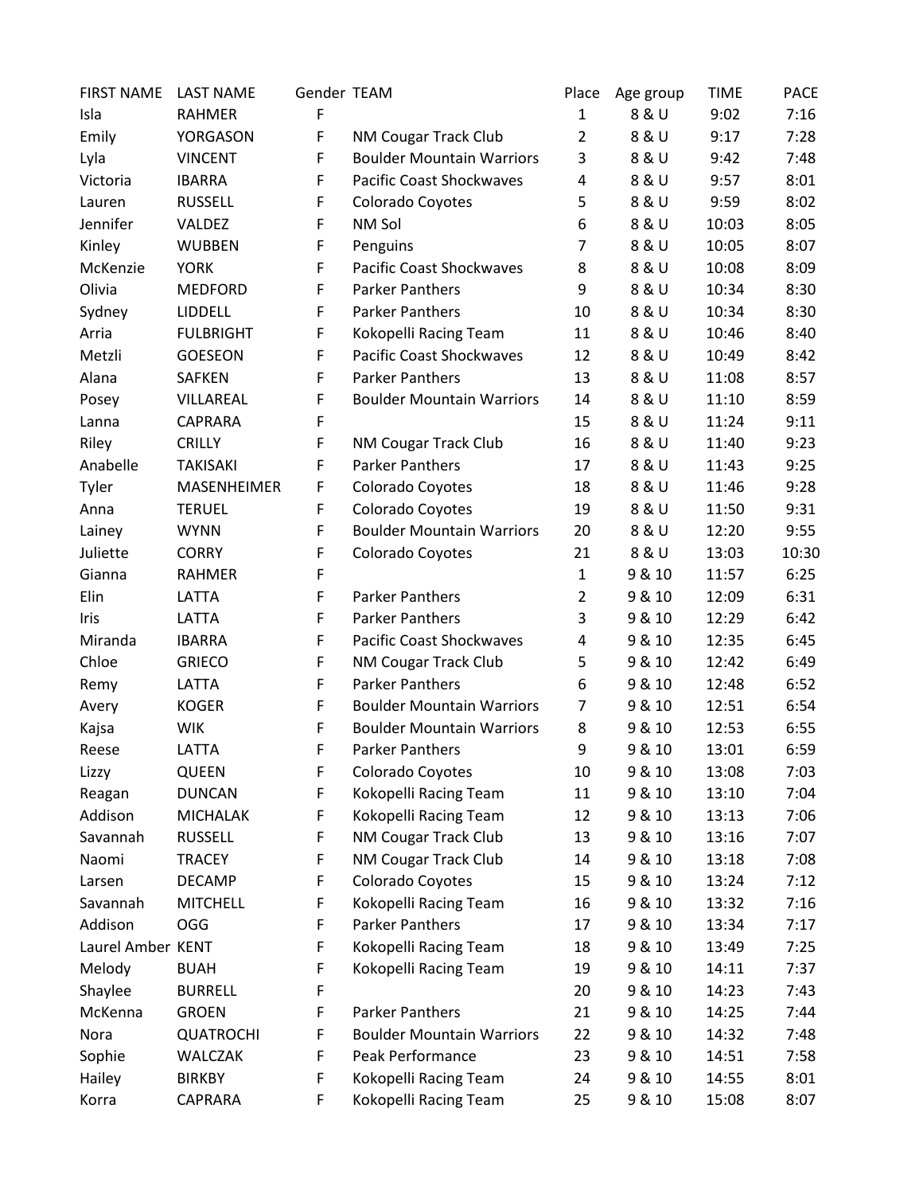| FIRST NAME | LAST NAME | Gender | TEAM | Place | Age group | TIME | PACE |
|---|---|---|---|---|---|---|---|
| Isla | RAHMER | F | | 1 | 8 & U | 9:02 | 7:16 |
| Emily | YORGASON | F | NM Cougar Track Club | 2 | 8 & U | 9:17 | 7:28 |
| Lyla | VINCENT | F | Boulder Mountain Warriors | 3 | 8 & U | 9:42 | 7:48 |
| Victoria | IBARRA | F | Pacific Coast Shockwaves | 4 | 8 & U | 9:57 | 8:01 |
| Lauren | RUSSELL | F | Colorado Coyotes | 5 | 8 & U | 9:59 | 8:02 |
| Jennifer | VALDEZ | F | NM Sol | 6 | 8 & U | 10:03 | 8:05 |
| Kinley | WUBBEN | F | Penguins | 7 | 8 & U | 10:05 | 8:07 |
| McKenzie | YORK | F | Pacific Coast Shockwaves | 8 | 8 & U | 10:08 | 8:09 |
| Olivia | MEDFORD | F | Parker Panthers | 9 | 8 & U | 10:34 | 8:30 |
| Sydney | LIDDELL | F | Parker Panthers | 10 | 8 & U | 10:34 | 8:30 |
| Arria | FULBRIGHT | F | Kokopelli Racing Team | 11 | 8 & U | 10:46 | 8:40 |
| Metzli | GOESEON | F | Pacific Coast Shockwaves | 12 | 8 & U | 10:49 | 8:42 |
| Alana | SAFKEN | F | Parker Panthers | 13 | 8 & U | 11:08 | 8:57 |
| Posey | VILLAREAL | F | Boulder Mountain Warriors | 14 | 8 & U | 11:10 | 8:59 |
| Lanna | CAPRARA | F | | 15 | 8 & U | 11:24 | 9:11 |
| Riley | CRILLY | F | NM Cougar Track Club | 16 | 8 & U | 11:40 | 9:23 |
| Anabelle | TAKISAKI | F | Parker Panthers | 17 | 8 & U | 11:43 | 9:25 |
| Tyler | MASENHEIMER | F | Colorado Coyotes | 18 | 8 & U | 11:46 | 9:28 |
| Anna | TERUEL | F | Colorado Coyotes | 19 | 8 & U | 11:50 | 9:31 |
| Lainey | WYNN | F | Boulder Mountain Warriors | 20 | 8 & U | 12:20 | 9:55 |
| Juliette | CORRY | F | Colorado Coyotes | 21 | 8 & U | 13:03 | 10:30 |
| Gianna | RAHMER | F | | 1 | 9 & 10 | 11:57 | 6:25 |
| Elin | LATTA | F | Parker Panthers | 2 | 9 & 10 | 12:09 | 6:31 |
| Iris | LATTA | F | Parker Panthers | 3 | 9 & 10 | 12:29 | 6:42 |
| Miranda | IBARRA | F | Pacific Coast Shockwaves | 4 | 9 & 10 | 12:35 | 6:45 |
| Chloe | GRIECO | F | NM Cougar Track Club | 5 | 9 & 10 | 12:42 | 6:49 |
| Remy | LATTA | F | Parker Panthers | 6 | 9 & 10 | 12:48 | 6:52 |
| Avery | KOGER | F | Boulder Mountain Warriors | 7 | 9 & 10 | 12:51 | 6:54 |
| Kajsa | WIK | F | Boulder Mountain Warriors | 8 | 9 & 10 | 12:53 | 6:55 |
| Reese | LATTA | F | Parker Panthers | 9 | 9 & 10 | 13:01 | 6:59 |
| Lizzy | QUEEN | F | Colorado Coyotes | 10 | 9 & 10 | 13:08 | 7:03 |
| Reagan | DUNCAN | F | Kokopelli Racing Team | 11 | 9 & 10 | 13:10 | 7:04 |
| Addison | MICHALAK | F | Kokopelli Racing Team | 12 | 9 & 10 | 13:13 | 7:06 |
| Savannah | RUSSELL | F | NM Cougar Track Club | 13 | 9 & 10 | 13:16 | 7:07 |
| Naomi | TRACEY | F | NM Cougar Track Club | 14 | 9 & 10 | 13:18 | 7:08 |
| Larsen | DECAMP | F | Colorado Coyotes | 15 | 9 & 10 | 13:24 | 7:12 |
| Savannah | MITCHELL | F | Kokopelli Racing Team | 16 | 9 & 10 | 13:32 | 7:16 |
| Addison | OGG | F | Parker Panthers | 17 | 9 & 10 | 13:34 | 7:17 |
| Laurel Amber | KENT | F | Kokopelli Racing Team | 18 | 9 & 10 | 13:49 | 7:25 |
| Melody | BUAH | F | Kokopelli Racing Team | 19 | 9 & 10 | 14:11 | 7:37 |
| Shaylee | BURRELL | F | | 20 | 9 & 10 | 14:23 | 7:43 |
| McKenna | GROEN | F | Parker Panthers | 21 | 9 & 10 | 14:25 | 7:44 |
| Nora | QUATROCHI | F | Boulder Mountain Warriors | 22 | 9 & 10 | 14:32 | 7:48 |
| Sophie | WALCZAK | F | Peak Performance | 23 | 9 & 10 | 14:51 | 7:58 |
| Hailey | BIRKBY | F | Kokopelli Racing Team | 24 | 9 & 10 | 14:55 | 8:01 |
| Korra | CAPRARA | F | Kokopelli Racing Team | 25 | 9 & 10 | 15:08 | 8:07 |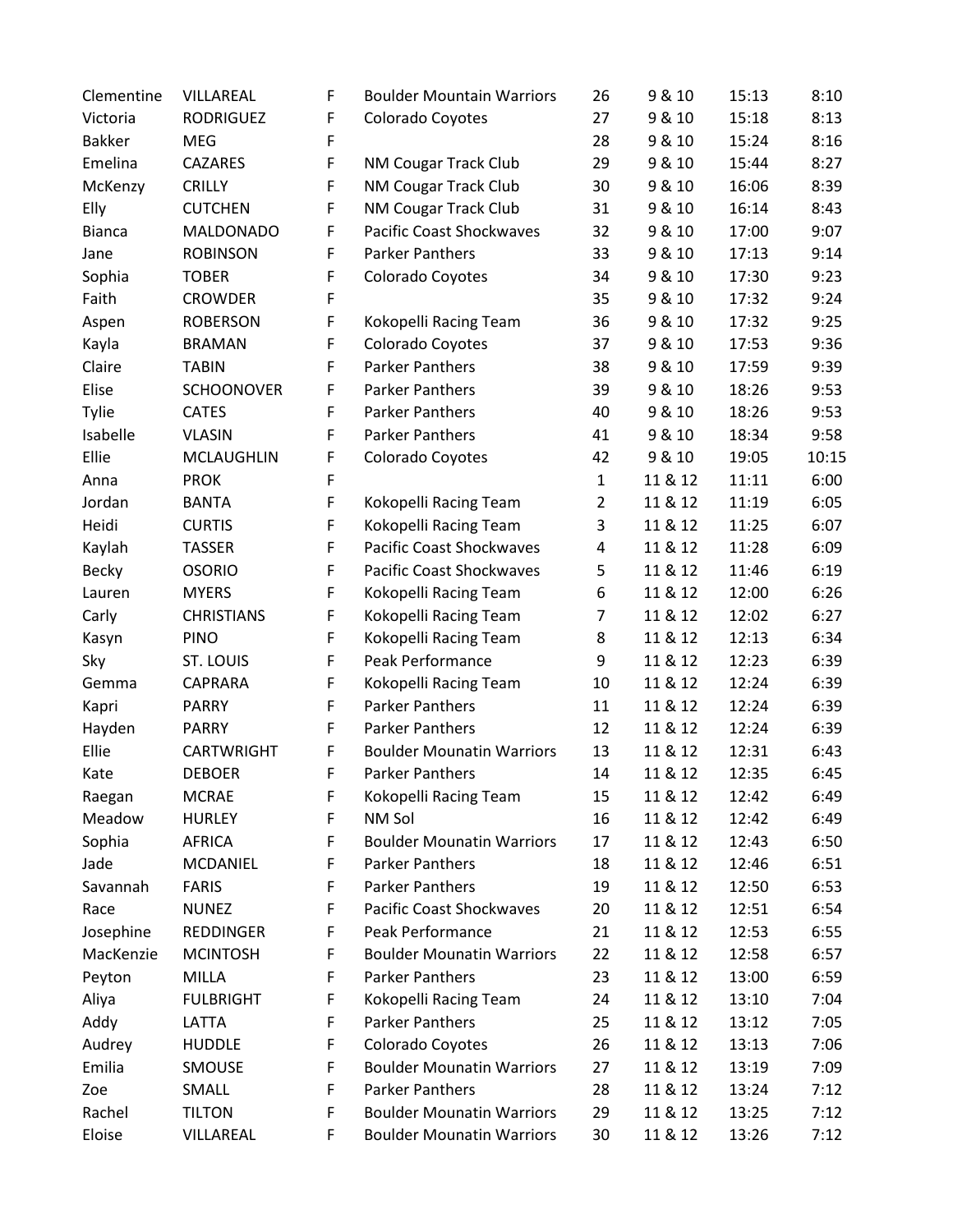| | | | | | | | |
|---|---|---|---|---|---|---|---|
| Clementine | VILLAREAL | F | Boulder Mountain Warriors | 26 | 9 & 10 | 15:13 | 8:10 |
| Victoria | RODRIGUEZ | F | Colorado Coyotes | 27 | 9 & 10 | 15:18 | 8:13 |
| Bakker | MEG | F | | 28 | 9 & 10 | 15:24 | 8:16 |
| Emelina | CAZARES | F | NM Cougar Track Club | 29 | 9 & 10 | 15:44 | 8:27 |
| McKenzy | CRILLY | F | NM Cougar Track Club | 30 | 9 & 10 | 16:06 | 8:39 |
| Elly | CUTCHEN | F | NM Cougar Track Club | 31 | 9 & 10 | 16:14 | 8:43 |
| Bianca | MALDONADO | F | Pacific Coast Shockwaves | 32 | 9 & 10 | 17:00 | 9:07 |
| Jane | ROBINSON | F | Parker Panthers | 33 | 9 & 10 | 17:13 | 9:14 |
| Sophia | TOBER | F | Colorado Coyotes | 34 | 9 & 10 | 17:30 | 9:23 |
| Faith | CROWDER | F | | 35 | 9 & 10 | 17:32 | 9:24 |
| Aspen | ROBERSON | F | Kokopelli Racing Team | 36 | 9 & 10 | 17:32 | 9:25 |
| Kayla | BRAMAN | F | Colorado Coyotes | 37 | 9 & 10 | 17:53 | 9:36 |
| Claire | TABIN | F | Parker Panthers | 38 | 9 & 10 | 17:59 | 9:39 |
| Elise | SCHOONOVER | F | Parker Panthers | 39 | 9 & 10 | 18:26 | 9:53 |
| Tylie | CATES | F | Parker Panthers | 40 | 9 & 10 | 18:26 | 9:53 |
| Isabelle | VLASIN | F | Parker Panthers | 41 | 9 & 10 | 18:34 | 9:58 |
| Ellie | MCLAUGHLIN | F | Colorado Coyotes | 42 | 9 & 10 | 19:05 | 10:15 |
| Anna | PROK | F | | 1 | 11 & 12 | 11:11 | 6:00 |
| Jordan | BANTA | F | Kokopelli Racing Team | 2 | 11 & 12 | 11:19 | 6:05 |
| Heidi | CURTIS | F | Kokopelli Racing Team | 3 | 11 & 12 | 11:25 | 6:07 |
| Kaylah | TASSER | F | Pacific Coast Shockwaves | 4 | 11 & 12 | 11:28 | 6:09 |
| Becky | OSORIO | F | Pacific Coast Shockwaves | 5 | 11 & 12 | 11:46 | 6:19 |
| Lauren | MYERS | F | Kokopelli Racing Team | 6 | 11 & 12 | 12:00 | 6:26 |
| Carly | CHRISTIANS | F | Kokopelli Racing Team | 7 | 11 & 12 | 12:02 | 6:27 |
| Kasyn | PINO | F | Kokopelli Racing Team | 8 | 11 & 12 | 12:13 | 6:34 |
| Sky | ST. LOUIS | F | Peak Performance | 9 | 11 & 12 | 12:23 | 6:39 |
| Gemma | CAPRARA | F | Kokopelli Racing Team | 10 | 11 & 12 | 12:24 | 6:39 |
| Kapri | PARRY | F | Parker Panthers | 11 | 11 & 12 | 12:24 | 6:39 |
| Hayden | PARRY | F | Parker Panthers | 12 | 11 & 12 | 12:24 | 6:39 |
| Ellie | CARTWRIGHT | F | Boulder Mounatin Warriors | 13 | 11 & 12 | 12:31 | 6:43 |
| Kate | DEBOER | F | Parker Panthers | 14 | 11 & 12 | 12:35 | 6:45 |
| Raegan | MCRAE | F | Kokopelli Racing Team | 15 | 11 & 12 | 12:42 | 6:49 |
| Meadow | HURLEY | F | NM Sol | 16 | 11 & 12 | 12:42 | 6:49 |
| Sophia | AFRICA | F | Boulder Mounatin Warriors | 17 | 11 & 12 | 12:43 | 6:50 |
| Jade | MCDANIEL | F | Parker Panthers | 18 | 11 & 12 | 12:46 | 6:51 |
| Savannah | FARIS | F | Parker Panthers | 19 | 11 & 12 | 12:50 | 6:53 |
| Race | NUNEZ | F | Pacific Coast Shockwaves | 20 | 11 & 12 | 12:51 | 6:54 |
| Josephine | REDDINGER | F | Peak Performance | 21 | 11 & 12 | 12:53 | 6:55 |
| MacKenzie | MCINTOSH | F | Boulder Mounatin Warriors | 22 | 11 & 12 | 12:58 | 6:57 |
| Peyton | MILLA | F | Parker Panthers | 23 | 11 & 12 | 13:00 | 6:59 |
| Aliya | FULBRIGHT | F | Kokopelli Racing Team | 24 | 11 & 12 | 13:10 | 7:04 |
| Addy | LATTA | F | Parker Panthers | 25 | 11 & 12 | 13:12 | 7:05 |
| Audrey | HUDDLE | F | Colorado Coyotes | 26 | 11 & 12 | 13:13 | 7:06 |
| Emilia | SMOUSE | F | Boulder Mounatin Warriors | 27 | 11 & 12 | 13:19 | 7:09 |
| Zoe | SMALL | F | Parker Panthers | 28 | 11 & 12 | 13:24 | 7:12 |
| Rachel | TILTON | F | Boulder Mounatin Warriors | 29 | 11 & 12 | 13:25 | 7:12 |
| Eloise | VILLAREAL | F | Boulder Mounatin Warriors | 30 | 11 & 12 | 13:26 | 7:12 |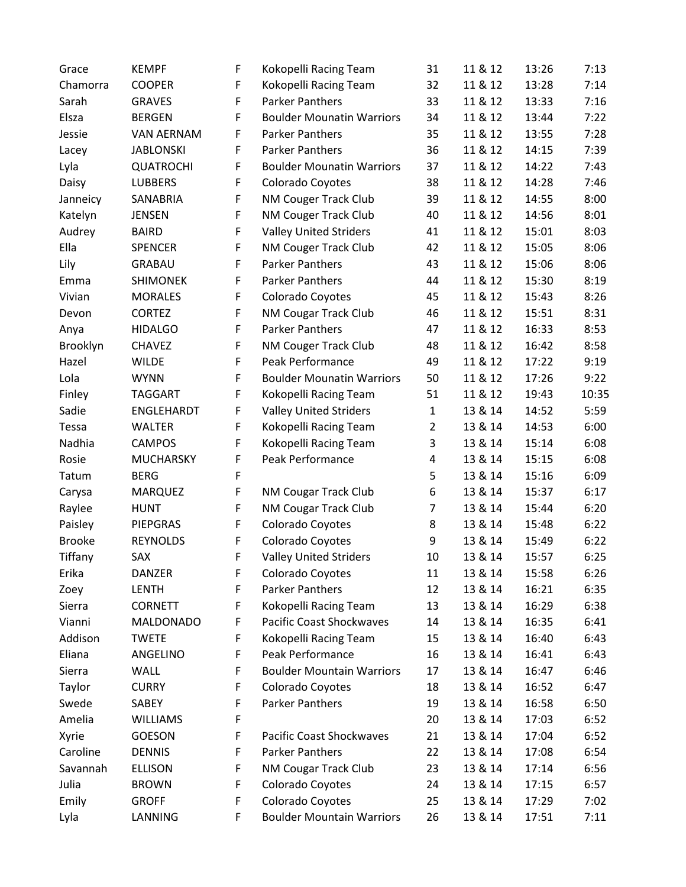| | | | | | | | |
|---|---|---|---|---|---|---|---|
| Grace | KEMPF | F | Kokopelli Racing Team | 31 | 11 & 12 | 13:26 | 7:13 |
| Chamorra | COOPER | F | Kokopelli Racing Team | 32 | 11 & 12 | 13:28 | 7:14 |
| Sarah | GRAVES | F | Parker Panthers | 33 | 11 & 12 | 13:33 | 7:16 |
| Elsza | BERGEN | F | Boulder Mounatin Warriors | 34 | 11 & 12 | 13:44 | 7:22 |
| Jessie | VAN AERNAM | F | Parker Panthers | 35 | 11 & 12 | 13:55 | 7:28 |
| Lacey | JABLONSKI | F | Parker Panthers | 36 | 11 & 12 | 14:15 | 7:39 |
| Lyla | QUATROCHI | F | Boulder Mounatin Warriors | 37 | 11 & 12 | 14:22 | 7:43 |
| Daisy | LUBBERS | F | Colorado Coyotes | 38 | 11 & 12 | 14:28 | 7:46 |
| Janneicy | SANABRIA | F | NM Couger Track Club | 39 | 11 & 12 | 14:55 | 8:00 |
| Katelyn | JENSEN | F | NM Couger Track Club | 40 | 11 & 12 | 14:56 | 8:01 |
| Audrey | BAIRD | F | Valley United Striders | 41 | 11 & 12 | 15:01 | 8:03 |
| Ella | SPENCER | F | NM Couger Track Club | 42 | 11 & 12 | 15:05 | 8:06 |
| Lily | GRABAU | F | Parker Panthers | 43 | 11 & 12 | 15:06 | 8:06 |
| Emma | SHIMONEK | F | Parker Panthers | 44 | 11 & 12 | 15:30 | 8:19 |
| Vivian | MORALES | F | Colorado Coyotes | 45 | 11 & 12 | 15:43 | 8:26 |
| Devon | CORTEZ | F | NM Cougar Track Club | 46 | 11 & 12 | 15:51 | 8:31 |
| Anya | HIDALGO | F | Parker Panthers | 47 | 11 & 12 | 16:33 | 8:53 |
| Brooklyn | CHAVEZ | F | NM Couger Track Club | 48 | 11 & 12 | 16:42 | 8:58 |
| Hazel | WILDE | F | Peak Performance | 49 | 11 & 12 | 17:22 | 9:19 |
| Lola | WYNN | F | Boulder Mounatin Warriors | 50 | 11 & 12 | 17:26 | 9:22 |
| Finley | TAGGART | F | Kokopelli Racing Team | 51 | 11 & 12 | 19:43 | 10:35 |
| Sadie | ENGLEHARDT | F | Valley United Striders | 1 | 13 & 14 | 14:52 | 5:59 |
| Tessa | WALTER | F | Kokopelli Racing Team | 2 | 13 & 14 | 14:53 | 6:00 |
| Nadhia | CAMPOS | F | Kokopelli Racing Team | 3 | 13 & 14 | 15:14 | 6:08 |
| Rosie | MUCHARSKY | F | Peak Performance | 4 | 13 & 14 | 15:15 | 6:08 |
| Tatum | BERG | F | | 5 | 13 & 14 | 15:16 | 6:09 |
| Carysa | MARQUEZ | F | NM Cougar Track Club | 6 | 13 & 14 | 15:37 | 6:17 |
| Raylee | HUNT | F | NM Cougar Track Club | 7 | 13 & 14 | 15:44 | 6:20 |
| Paisley | PIEPGRAS | F | Colorado Coyotes | 8 | 13 & 14 | 15:48 | 6:22 |
| Brooke | REYNOLDS | F | Colorado Coyotes | 9 | 13 & 14 | 15:49 | 6:22 |
| Tiffany | SAX | F | Valley United Striders | 10 | 13 & 14 | 15:57 | 6:25 |
| Erika | DANZER | F | Colorado Coyotes | 11 | 13 & 14 | 15:58 | 6:26 |
| Zoey | LENTH | F | Parker Panthers | 12 | 13 & 14 | 16:21 | 6:35 |
| Sierra | CORNETT | F | Kokopelli Racing Team | 13 | 13 & 14 | 16:29 | 6:38 |
| Vianni | MALDONADO | F | Pacific Coast Shockwaves | 14 | 13 & 14 | 16:35 | 6:41 |
| Addison | TWETE | F | Kokopelli Racing Team | 15 | 13 & 14 | 16:40 | 6:43 |
| Eliana | ANGELINO | F | Peak Performance | 16 | 13 & 14 | 16:41 | 6:43 |
| Sierra | WALL | F | Boulder Mountain Warriors | 17 | 13 & 14 | 16:47 | 6:46 |
| Taylor | CURRY | F | Colorado Coyotes | 18 | 13 & 14 | 16:52 | 6:47 |
| Swede | SABEY | F | Parker Panthers | 19 | 13 & 14 | 16:58 | 6:50 |
| Amelia | WILLIAMS | F | | 20 | 13 & 14 | 17:03 | 6:52 |
| Xyrie | GOESON | F | Pacific Coast Shockwaves | 21 | 13 & 14 | 17:04 | 6:52 |
| Caroline | DENNIS | F | Parker Panthers | 22 | 13 & 14 | 17:08 | 6:54 |
| Savannah | ELLISON | F | NM Cougar Track Club | 23 | 13 & 14 | 17:14 | 6:56 |
| Julia | BROWN | F | Colorado Coyotes | 24 | 13 & 14 | 17:15 | 6:57 |
| Emily | GROFF | F | Colorado Coyotes | 25 | 13 & 14 | 17:29 | 7:02 |
| Lyla | LANNING | F | Boulder Mountain Warriors | 26 | 13 & 14 | 17:51 | 7:11 |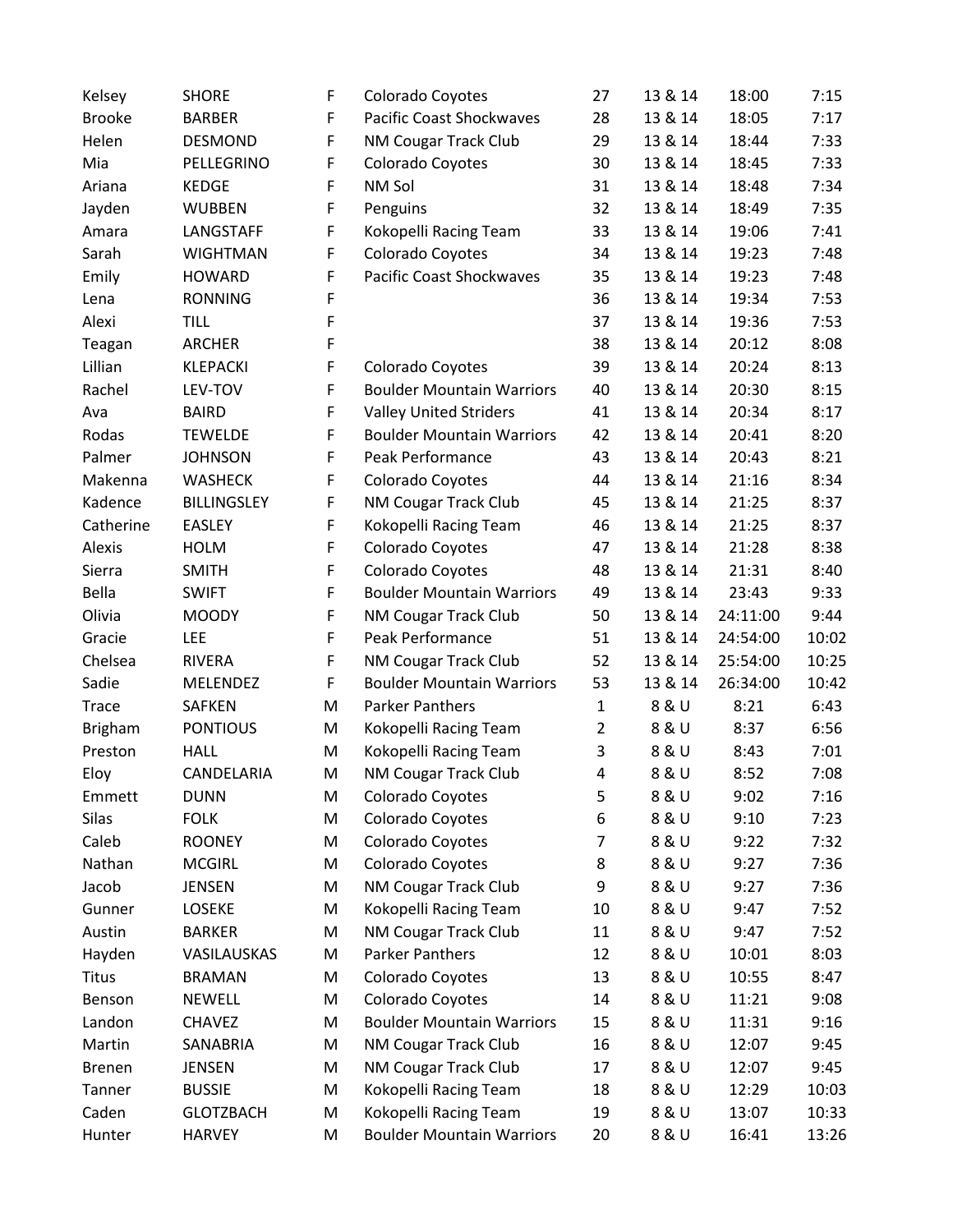| Kelsey | SHORE | F | Colorado Coyotes | 27 | 13 & 14 | 18:00 | 7:15 |
|---|---|---|---|---|---|---|---|
| Brooke | BARBER | F | Pacific Coast Shockwaves | 28 | 13 & 14 | 18:05 | 7:17 |
| Helen | DESMOND | F | NM Cougar Track Club | 29 | 13 & 14 | 18:44 | 7:33 |
| Mia | PELLEGRINO | F | Colorado Coyotes | 30 | 13 & 14 | 18:45 | 7:33 |
| Ariana | KEDGE | F | NM Sol | 31 | 13 & 14 | 18:48 | 7:34 |
| Jayden | WUBBEN | F | Penguins | 32 | 13 & 14 | 18:49 | 7:35 |
| Amara | LANGSTAFF | F | Kokopelli Racing Team | 33 | 13 & 14 | 19:06 | 7:41 |
| Sarah | WIGHTMAN | F | Colorado Coyotes | 34 | 13 & 14 | 19:23 | 7:48 |
| Emily | HOWARD | F | Pacific Coast Shockwaves | 35 | 13 & 14 | 19:23 | 7:48 |
| Lena | RONNING | F | | 36 | 13 & 14 | 19:34 | 7:53 |
| Alexi | TILL | F | | 37 | 13 & 14 | 19:36 | 7:53 |
| Teagan | ARCHER | F | | 38 | 13 & 14 | 20:12 | 8:08 |
| Lillian | KLEPACKI | F | Colorado Coyotes | 39 | 13 & 14 | 20:24 | 8:13 |
| Rachel | LEV-TOV | F | Boulder Mountain Warriors | 40 | 13 & 14 | 20:30 | 8:15 |
| Ava | BAIRD | F | Valley United Striders | 41 | 13 & 14 | 20:34 | 8:17 |
| Rodas | TEWELDE | F | Boulder Mountain Warriors | 42 | 13 & 14 | 20:41 | 8:20 |
| Palmer | JOHNSON | F | Peak Performance | 43 | 13 & 14 | 20:43 | 8:21 |
| Makenna | WASHECK | F | Colorado Coyotes | 44 | 13 & 14 | 21:16 | 8:34 |
| Kadence | BILLINGSLEY | F | NM Cougar Track Club | 45 | 13 & 14 | 21:25 | 8:37 |
| Catherine | EASLEY | F | Kokopelli Racing Team | 46 | 13 & 14 | 21:25 | 8:37 |
| Alexis | HOLM | F | Colorado Coyotes | 47 | 13 & 14 | 21:28 | 8:38 |
| Sierra | SMITH | F | Colorado Coyotes | 48 | 13 & 14 | 21:31 | 8:40 |
| Bella | SWIFT | F | Boulder Mountain Warriors | 49 | 13 & 14 | 23:43 | 9:33 |
| Olivia | MOODY | F | NM Cougar Track Club | 50 | 13 & 14 | 24:11:00 | 9:44 |
| Gracie | LEE | F | Peak Performance | 51 | 13 & 14 | 24:54:00 | 10:02 |
| Chelsea | RIVERA | F | NM Cougar Track Club | 52 | 13 & 14 | 25:54:00 | 10:25 |
| Sadie | MELENDEZ | F | Boulder Mountain Warriors | 53 | 13 & 14 | 26:34:00 | 10:42 |
| Trace | SAFKEN | M | Parker Panthers | 1 | 8 & U | 8:21 | 6:43 |
| Brigham | PONTIOUS | M | Kokopelli Racing Team | 2 | 8 & U | 8:37 | 6:56 |
| Preston | HALL | M | Kokopelli Racing Team | 3 | 8 & U | 8:43 | 7:01 |
| Eloy | CANDELARIA | M | NM Cougar Track Club | 4 | 8 & U | 8:52 | 7:08 |
| Emmett | DUNN | M | Colorado Coyotes | 5 | 8 & U | 9:02 | 7:16 |
| Silas | FOLK | M | Colorado Coyotes | 6 | 8 & U | 9:10 | 7:23 |
| Caleb | ROONEY | M | Colorado Coyotes | 7 | 8 & U | 9:22 | 7:32 |
| Nathan | MCGIRL | M | Colorado Coyotes | 8 | 8 & U | 9:27 | 7:36 |
| Jacob | JENSEN | M | NM Cougar Track Club | 9 | 8 & U | 9:27 | 7:36 |
| Gunner | LOSEKE | M | Kokopelli Racing Team | 10 | 8 & U | 9:47 | 7:52 |
| Austin | BARKER | M | NM Cougar Track Club | 11 | 8 & U | 9:47 | 7:52 |
| Hayden | VASILAUSKAS | M | Parker Panthers | 12 | 8 & U | 10:01 | 8:03 |
| Titus | BRAMAN | M | Colorado Coyotes | 13 | 8 & U | 10:55 | 8:47 |
| Benson | NEWELL | M | Colorado Coyotes | 14 | 8 & U | 11:21 | 9:08 |
| Landon | CHAVEZ | M | Boulder Mountain Warriors | 15 | 8 & U | 11:31 | 9:16 |
| Martin | SANABRIA | M | NM Cougar Track Club | 16 | 8 & U | 12:07 | 9:45 |
| Brenen | JENSEN | M | NM Cougar Track Club | 17 | 8 & U | 12:07 | 9:45 |
| Tanner | BUSSIE | M | Kokopelli Racing Team | 18 | 8 & U | 12:29 | 10:03 |
| Caden | GLOTZBACH | M | Kokopelli Racing Team | 19 | 8 & U | 13:07 | 10:33 |
| Hunter | HARVEY | M | Boulder Mountain Warriors | 20 | 8 & U | 16:41 | 13:26 |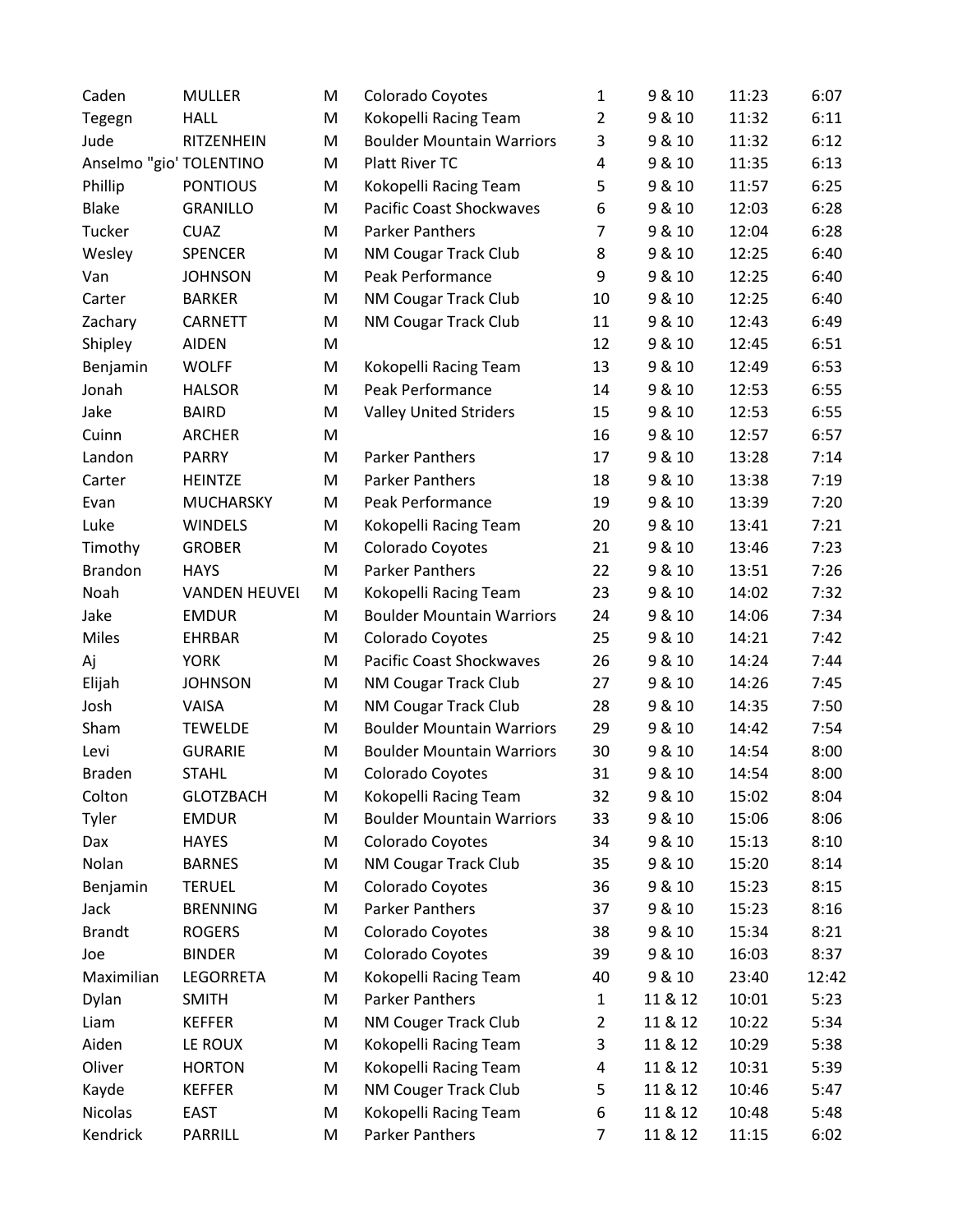| Caden | MULLER | M | Colorado Coyotes | 1 | 9 & 10 | 11:23 | 6:07 |
|---|---|---|---|---|---|---|---|
| Tegegn | HALL | M | Kokopelli Racing Team | 2 | 9 & 10 | 11:32 | 6:11 |
| Jude | RITZENHEIN | M | Boulder Mountain Warriors | 3 | 9 & 10 | 11:32 | 6:12 |
| Anselmo "gio' | TOLENTINO | M | Platt River TC | 4 | 9 & 10 | 11:35 | 6:13 |
| Phillip | PONTIOUS | M | Kokopelli Racing Team | 5 | 9 & 10 | 11:57 | 6:25 |
| Blake | GRANILLO | M | Pacific Coast Shockwaves | 6 | 9 & 10 | 12:03 | 6:28 |
| Tucker | CUAZ | M | Parker Panthers | 7 | 9 & 10 | 12:04 | 6:28 |
| Wesley | SPENCER | M | NM Cougar Track Club | 8 | 9 & 10 | 12:25 | 6:40 |
| Van | JOHNSON | M | Peak Performance | 9 | 9 & 10 | 12:25 | 6:40 |
| Carter | BARKER | M | NM Cougar Track Club | 10 | 9 & 10 | 12:25 | 6:40 |
| Zachary | CARNETT | M | NM Cougar Track Club | 11 | 9 & 10 | 12:43 | 6:49 |
| Shipley | AIDEN | M | | 12 | 9 & 10 | 12:45 | 6:51 |
| Benjamin | WOLFF | M | Kokopelli Racing Team | 13 | 9 & 10 | 12:49 | 6:53 |
| Jonah | HALSOR | M | Peak Performance | 14 | 9 & 10 | 12:53 | 6:55 |
| Jake | BAIRD | M | Valley United Striders | 15 | 9 & 10 | 12:53 | 6:55 |
| Cuinn | ARCHER | M | | 16 | 9 & 10 | 12:57 | 6:57 |
| Landon | PARRY | M | Parker Panthers | 17 | 9 & 10 | 13:28 | 7:14 |
| Carter | HEINTZE | M | Parker Panthers | 18 | 9 & 10 | 13:38 | 7:19 |
| Evan | MUCHARSKY | M | Peak Performance | 19 | 9 & 10 | 13:39 | 7:20 |
| Luke | WINDELS | M | Kokopelli Racing Team | 20 | 9 & 10 | 13:41 | 7:21 |
| Timothy | GROBER | M | Colorado Coyotes | 21 | 9 & 10 | 13:46 | 7:23 |
| Brandon | HAYS | M | Parker Panthers | 22 | 9 & 10 | 13:51 | 7:26 |
| Noah | VANDEN HEUVEL | M | Kokopelli Racing Team | 23 | 9 & 10 | 14:02 | 7:32 |
| Jake | EMDUR | M | Boulder Mountain Warriors | 24 | 9 & 10 | 14:06 | 7:34 |
| Miles | EHRBAR | M | Colorado Coyotes | 25 | 9 & 10 | 14:21 | 7:42 |
| Aj | YORK | M | Pacific Coast Shockwaves | 26 | 9 & 10 | 14:24 | 7:44 |
| Elijah | JOHNSON | M | NM Cougar Track Club | 27 | 9 & 10 | 14:26 | 7:45 |
| Josh | VAISA | M | NM Cougar Track Club | 28 | 9 & 10 | 14:35 | 7:50 |
| Sham | TEWELDE | M | Boulder Mountain Warriors | 29 | 9 & 10 | 14:42 | 7:54 |
| Levi | GURARIE | M | Boulder Mountain Warriors | 30 | 9 & 10 | 14:54 | 8:00 |
| Braden | STAHL | M | Colorado Coyotes | 31 | 9 & 10 | 14:54 | 8:00 |
| Colton | GLOTZBACH | M | Kokopelli Racing Team | 32 | 9 & 10 | 15:02 | 8:04 |
| Tyler | EMDUR | M | Boulder Mountain Warriors | 33 | 9 & 10 | 15:06 | 8:06 |
| Dax | HAYES | M | Colorado Coyotes | 34 | 9 & 10 | 15:13 | 8:10 |
| Nolan | BARNES | M | NM Cougar Track Club | 35 | 9 & 10 | 15:20 | 8:14 |
| Benjamin | TERUEL | M | Colorado Coyotes | 36 | 9 & 10 | 15:23 | 8:15 |
| Jack | BRENNING | M | Parker Panthers | 37 | 9 & 10 | 15:23 | 8:16 |
| Brandt | ROGERS | M | Colorado Coyotes | 38 | 9 & 10 | 15:34 | 8:21 |
| Joe | BINDER | M | Colorado Coyotes | 39 | 9 & 10 | 16:03 | 8:37 |
| Maximilian | LEGORRETA | M | Kokopelli Racing Team | 40 | 9 & 10 | 23:40 | 12:42 |
| Dylan | SMITH | M | Parker Panthers | 1 | 11 & 12 | 10:01 | 5:23 |
| Liam | KEFFER | M | NM Couger Track Club | 2 | 11 & 12 | 10:22 | 5:34 |
| Aiden | LE ROUX | M | Kokopelli Racing Team | 3 | 11 & 12 | 10:29 | 5:38 |
| Oliver | HORTON | M | Kokopelli Racing Team | 4 | 11 & 12 | 10:31 | 5:39 |
| Kayde | KEFFER | M | NM Couger Track Club | 5 | 11 & 12 | 10:46 | 5:47 |
| Nicolas | EAST | M | Kokopelli Racing Team | 6 | 11 & 12 | 10:48 | 5:48 |
| Kendrick | PARRILL | M | Parker Panthers | 7 | 11 & 12 | 11:15 | 6:02 |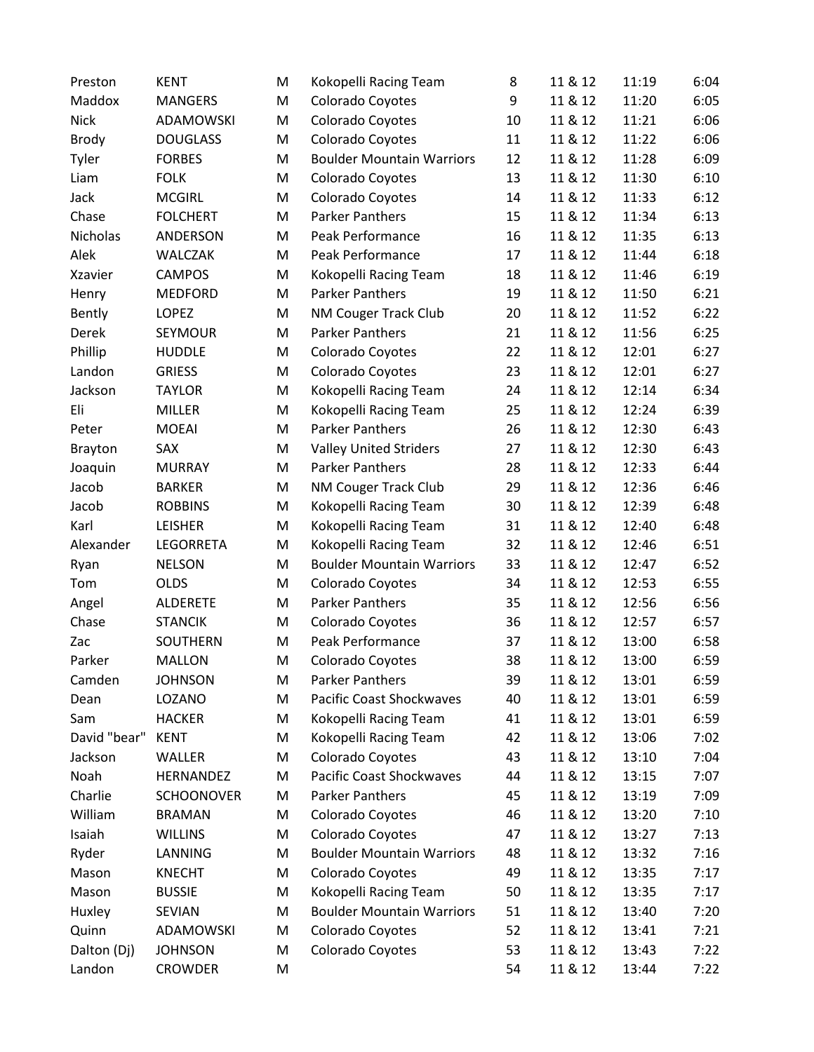| | | | | | | | |
|---|---|---|---|---|---|---|---|
| Preston | KENT | M | Kokopelli Racing Team | 8 | 11 & 12 | 11:19 | 6:04 |
| Maddox | MANGERS | M | Colorado Coyotes | 9 | 11 & 12 | 11:20 | 6:05 |
| Nick | ADAMOWSKI | M | Colorado Coyotes | 10 | 11 & 12 | 11:21 | 6:06 |
| Brody | DOUGLASS | M | Colorado Coyotes | 11 | 11 & 12 | 11:22 | 6:06 |
| Tyler | FORBES | M | Boulder Mountain Warriors | 12 | 11 & 12 | 11:28 | 6:09 |
| Liam | FOLK | M | Colorado Coyotes | 13 | 11 & 12 | 11:30 | 6:10 |
| Jack | MCGIRL | M | Colorado Coyotes | 14 | 11 & 12 | 11:33 | 6:12 |
| Chase | FOLCHERT | M | Parker Panthers | 15 | 11 & 12 | 11:34 | 6:13 |
| Nicholas | ANDERSON | M | Peak Performance | 16 | 11 & 12 | 11:35 | 6:13 |
| Alek | WALCZAK | M | Peak Performance | 17 | 11 & 12 | 11:44 | 6:18 |
| Xzavier | CAMPOS | M | Kokopelli Racing Team | 18 | 11 & 12 | 11:46 | 6:19 |
| Henry | MEDFORD | M | Parker Panthers | 19 | 11 & 12 | 11:50 | 6:21 |
| Bently | LOPEZ | M | NM Couger Track Club | 20 | 11 & 12 | 11:52 | 6:22 |
| Derek | SEYMOUR | M | Parker Panthers | 21 | 11 & 12 | 11:56 | 6:25 |
| Phillip | HUDDLE | M | Colorado Coyotes | 22 | 11 & 12 | 12:01 | 6:27 |
| Landon | GRIESS | M | Colorado Coyotes | 23 | 11 & 12 | 12:01 | 6:27 |
| Jackson | TAYLOR | M | Kokopelli Racing Team | 24 | 11 & 12 | 12:14 | 6:34 |
| Eli | MILLER | M | Kokopelli Racing Team | 25 | 11 & 12 | 12:24 | 6:39 |
| Peter | MOEAI | M | Parker Panthers | 26 | 11 & 12 | 12:30 | 6:43 |
| Brayton | SAX | M | Valley United Striders | 27 | 11 & 12 | 12:30 | 6:43 |
| Joaquin | MURRAY | M | Parker Panthers | 28 | 11 & 12 | 12:33 | 6:44 |
| Jacob | BARKER | M | NM Couger Track Club | 29 | 11 & 12 | 12:36 | 6:46 |
| Jacob | ROBBINS | M | Kokopelli Racing Team | 30 | 11 & 12 | 12:39 | 6:48 |
| Karl | LEISHER | M | Kokopelli Racing Team | 31 | 11 & 12 | 12:40 | 6:48 |
| Alexander | LEGORRETA | M | Kokopelli Racing Team | 32 | 11 & 12 | 12:46 | 6:51 |
| Ryan | NELSON | M | Boulder Mountain Warriors | 33 | 11 & 12 | 12:47 | 6:52 |
| Tom | OLDS | M | Colorado Coyotes | 34 | 11 & 12 | 12:53 | 6:55 |
| Angel | ALDERETE | M | Parker Panthers | 35 | 11 & 12 | 12:56 | 6:56 |
| Chase | STANCIK | M | Colorado Coyotes | 36 | 11 & 12 | 12:57 | 6:57 |
| Zac | SOUTHERN | M | Peak Performance | 37 | 11 & 12 | 13:00 | 6:58 |
| Parker | MALLON | M | Colorado Coyotes | 38 | 11 & 12 | 13:00 | 6:59 |
| Camden | JOHNSON | M | Parker Panthers | 39 | 11 & 12 | 13:01 | 6:59 |
| Dean | LOZANO | M | Pacific Coast Shockwaves | 40 | 11 & 12 | 13:01 | 6:59 |
| Sam | HACKER | M | Kokopelli Racing Team | 41 | 11 & 12 | 13:01 | 6:59 |
| David "bear" | KENT | M | Kokopelli Racing Team | 42 | 11 & 12 | 13:06 | 7:02 |
| Jackson | WALLER | M | Colorado Coyotes | 43 | 11 & 12 | 13:10 | 7:04 |
| Noah | HERNANDEZ | M | Pacific Coast Shockwaves | 44 | 11 & 12 | 13:15 | 7:07 |
| Charlie | SCHOONOVER | M | Parker Panthers | 45 | 11 & 12 | 13:19 | 7:09 |
| William | BRAMAN | M | Colorado Coyotes | 46 | 11 & 12 | 13:20 | 7:10 |
| Isaiah | WILLINS | M | Colorado Coyotes | 47 | 11 & 12 | 13:27 | 7:13 |
| Ryder | LANNING | M | Boulder Mountain Warriors | 48 | 11 & 12 | 13:32 | 7:16 |
| Mason | KNECHT | M | Colorado Coyotes | 49 | 11 & 12 | 13:35 | 7:17 |
| Mason | BUSSIE | M | Kokopelli Racing Team | 50 | 11 & 12 | 13:35 | 7:17 |
| Huxley | SEVIAN | M | Boulder Mountain Warriors | 51 | 11 & 12 | 13:40 | 7:20 |
| Quinn | ADAMOWSKI | M | Colorado Coyotes | 52 | 11 & 12 | 13:41 | 7:21 |
| Dalton (Dj) | JOHNSON | M | Colorado Coyotes | 53 | 11 & 12 | 13:43 | 7:22 |
| Landon | CROWDER | M | | 54 | 11 & 12 | 13:44 | 7:22 |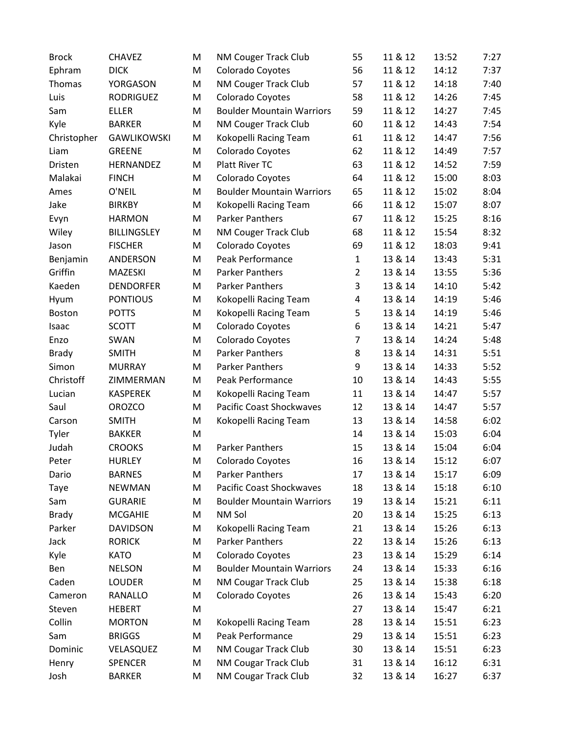| Brock | CHAVEZ | M | NM Couger Track Club | 55 | 11 & 12 | 13:52 | 7:27 |
|---|---|---|---|---|---|---|---|
| Ephram | DICK | M | Colorado Coyotes | 56 | 11 & 12 | 14:12 | 7:37 |
| Thomas | YORGASON | M | NM Couger Track Club | 57 | 11 & 12 | 14:18 | 7:40 |
| Luis | RODRIGUEZ | M | Colorado Coyotes | 58 | 11 & 12 | 14:26 | 7:45 |
| Sam | ELLER | M | Boulder Mountain Warriors | 59 | 11 & 12 | 14:27 | 7:45 |
| Kyle | BARKER | M | NM Couger Track Club | 60 | 11 & 12 | 14:43 | 7:54 |
| Christopher | GAWLIKOWSKI | M | Kokopelli Racing Team | 61 | 11 & 12 | 14:47 | 7:56 |
| Liam | GREENE | M | Colorado Coyotes | 62 | 11 & 12 | 14:49 | 7:57 |
| Dristen | HERNANDEZ | M | Platt River TC | 63 | 11 & 12 | 14:52 | 7:59 |
| Malakai | FINCH | M | Colorado Coyotes | 64 | 11 & 12 | 15:00 | 8:03 |
| Ames | O'NEIL | M | Boulder Mountain Warriors | 65 | 11 & 12 | 15:02 | 8:04 |
| Jake | BIRKBY | M | Kokopelli Racing Team | 66 | 11 & 12 | 15:07 | 8:07 |
| Evyn | HARMON | M | Parker Panthers | 67 | 11 & 12 | 15:25 | 8:16 |
| Wiley | BILLINGSLEY | M | NM Couger Track Club | 68 | 11 & 12 | 15:54 | 8:32 |
| Jason | FISCHER | M | Colorado Coyotes | 69 | 11 & 12 | 18:03 | 9:41 |
| Benjamin | ANDERSON | M | Peak Performance | 1 | 13 & 14 | 13:43 | 5:31 |
| Griffin | MAZESKI | M | Parker Panthers | 2 | 13 & 14 | 13:55 | 5:36 |
| Kaeden | DENDORFER | M | Parker Panthers | 3 | 13 & 14 | 14:10 | 5:42 |
| Hyum | PONTIOUS | M | Kokopelli Racing Team | 4 | 13 & 14 | 14:19 | 5:46 |
| Boston | POTTS | M | Kokopelli Racing Team | 5 | 13 & 14 | 14:19 | 5:46 |
| Isaac | SCOTT | M | Colorado Coyotes | 6 | 13 & 14 | 14:21 | 5:47 |
| Enzo | SWAN | M | Colorado Coyotes | 7 | 13 & 14 | 14:24 | 5:48 |
| Brady | SMITH | M | Parker Panthers | 8 | 13 & 14 | 14:31 | 5:51 |
| Simon | MURRAY | M | Parker Panthers | 9 | 13 & 14 | 14:33 | 5:52 |
| Christoff | ZIMMERMAN | M | Peak Performance | 10 | 13 & 14 | 14:43 | 5:55 |
| Lucian | KASPEREK | M | Kokopelli Racing Team | 11 | 13 & 14 | 14:47 | 5:57 |
| Saul | OROZCO | M | Pacific Coast Shockwaves | 12 | 13 & 14 | 14:47 | 5:57 |
| Carson | SMITH | M | Kokopelli Racing Team | 13 | 13 & 14 | 14:58 | 6:02 |
| Tyler | BAKKER | M | | 14 | 13 & 14 | 15:03 | 6:04 |
| Judah | CROOKS | M | Parker Panthers | 15 | 13 & 14 | 15:04 | 6:04 |
| Peter | HURLEY | M | Colorado Coyotes | 16 | 13 & 14 | 15:12 | 6:07 |
| Dario | BARNES | M | Parker Panthers | 17 | 13 & 14 | 15:17 | 6:09 |
| Taye | NEWMAN | M | Pacific Coast Shockwaves | 18 | 13 & 14 | 15:18 | 6:10 |
| Sam | GURARIE | M | Boulder Mountain Warriors | 19 | 13 & 14 | 15:21 | 6:11 |
| Brady | MCGAHIE | M | NM Sol | 20 | 13 & 14 | 15:25 | 6:13 |
| Parker | DAVIDSON | M | Kokopelli Racing Team | 21 | 13 & 14 | 15:26 | 6:13 |
| Jack | RORICK | M | Parker Panthers | 22 | 13 & 14 | 15:26 | 6:13 |
| Kyle | KATO | M | Colorado Coyotes | 23 | 13 & 14 | 15:29 | 6:14 |
| Ben | NELSON | M | Boulder Mountain Warriors | 24 | 13 & 14 | 15:33 | 6:16 |
| Caden | LOUDER | M | NM Cougar Track Club | 25 | 13 & 14 | 15:38 | 6:18 |
| Cameron | RANALLO | M | Colorado Coyotes | 26 | 13 & 14 | 15:43 | 6:20 |
| Steven | HEBERT | M | | 27 | 13 & 14 | 15:47 | 6:21 |
| Collin | MORTON | M | Kokopelli Racing Team | 28 | 13 & 14 | 15:51 | 6:23 |
| Sam | BRIGGS | M | Peak Performance | 29 | 13 & 14 | 15:51 | 6:23 |
| Dominic | VELASQUEZ | M | NM Cougar Track Club | 30 | 13 & 14 | 15:51 | 6:23 |
| Henry | SPENCER | M | NM Cougar Track Club | 31 | 13 & 14 | 16:12 | 6:31 |
| Josh | BARKER | M | NM Cougar Track Club | 32 | 13 & 14 | 16:27 | 6:37 |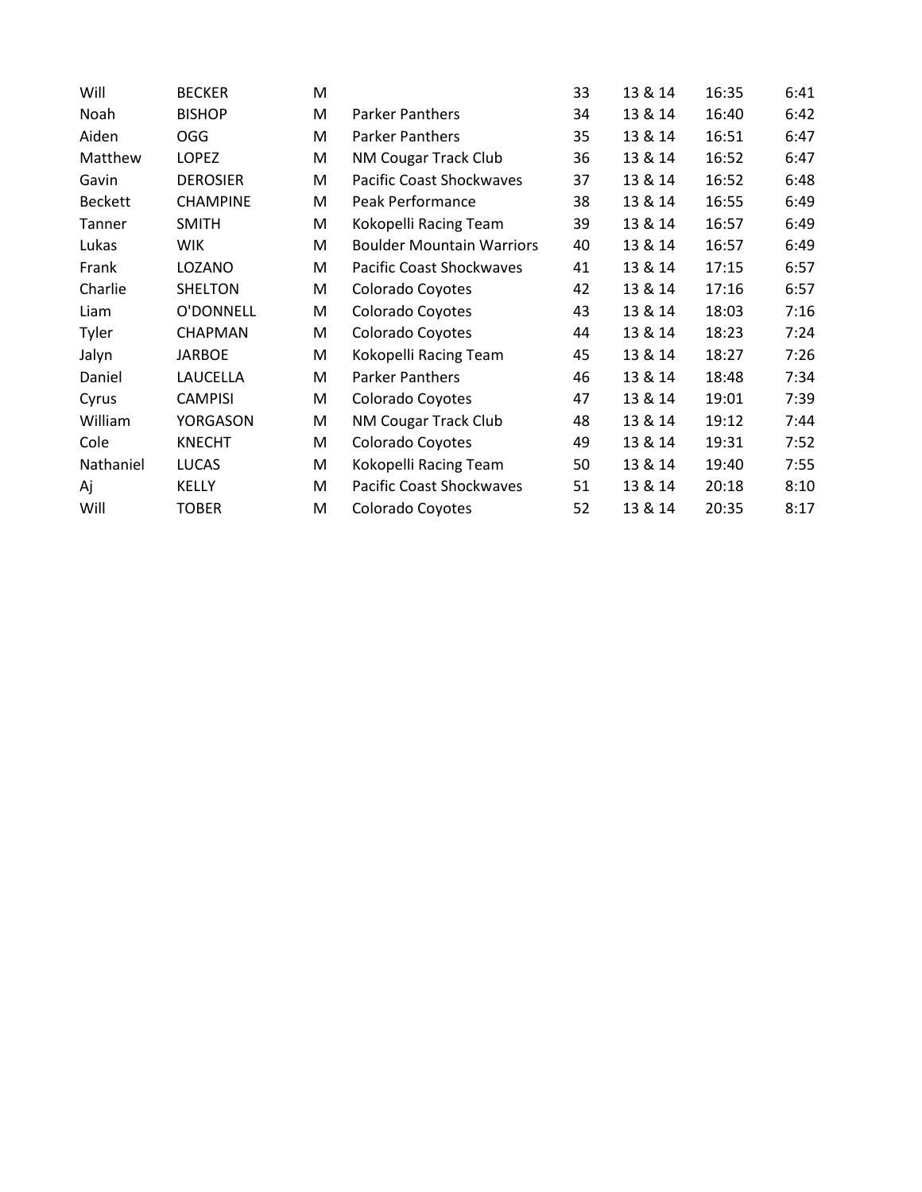| | | | | | | | |
|---|---|---|---|---|---|---|---|
| Will | BECKER | M | | 33 | 13 & 14 | 16:35 | 6:41 |
| Noah | BISHOP | M | Parker Panthers | 34 | 13 & 14 | 16:40 | 6:42 |
| Aiden | OGG | M | Parker Panthers | 35 | 13 & 14 | 16:51 | 6:47 |
| Matthew | LOPEZ | M | NM Cougar Track Club | 36 | 13 & 14 | 16:52 | 6:47 |
| Gavin | DEROSIER | M | Pacific Coast Shockwaves | 37 | 13 & 14 | 16:52 | 6:48 |
| Beckett | CHAMPINE | M | Peak Performance | 38 | 13 & 14 | 16:55 | 6:49 |
| Tanner | SMITH | M | Kokopelli Racing Team | 39 | 13 & 14 | 16:57 | 6:49 |
| Lukas | WIK | M | Boulder Mountain Warriors | 40 | 13 & 14 | 16:57 | 6:49 |
| Frank | LOZANO | M | Pacific Coast Shockwaves | 41 | 13 & 14 | 17:15 | 6:57 |
| Charlie | SHELTON | M | Colorado Coyotes | 42 | 13 & 14 | 17:16 | 6:57 |
| Liam | O'DONNELL | M | Colorado Coyotes | 43 | 13 & 14 | 18:03 | 7:16 |
| Tyler | CHAPMAN | M | Colorado Coyotes | 44 | 13 & 14 | 18:23 | 7:24 |
| Jalyn | JARBOE | M | Kokopelli Racing Team | 45 | 13 & 14 | 18:27 | 7:26 |
| Daniel | LAUCELLA | M | Parker Panthers | 46 | 13 & 14 | 18:48 | 7:34 |
| Cyrus | CAMPISI | M | Colorado Coyotes | 47 | 13 & 14 | 19:01 | 7:39 |
| William | YORGASON | M | NM Cougar Track Club | 48 | 13 & 14 | 19:12 | 7:44 |
| Cole | KNECHT | M | Colorado Coyotes | 49 | 13 & 14 | 19:31 | 7:52 |
| Nathaniel | LUCAS | M | Kokopelli Racing Team | 50 | 13 & 14 | 19:40 | 7:55 |
| Aj | KELLY | M | Pacific Coast Shockwaves | 51 | 13 & 14 | 20:18 | 8:10 |
| Will | TOBER | M | Colorado Coyotes | 52 | 13 & 14 | 20:35 | 8:17 |